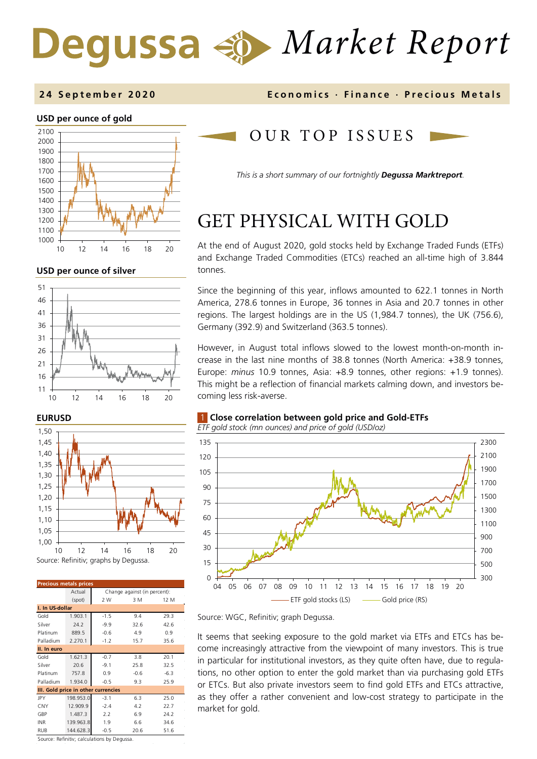# Degussa Market Report

**24 September 2020** — Economics · Finance · Precious Metals

## OUR TOP ISSUES

*This is a short summary of our fortnightly **Degussa Marktreport**.*

# GET PHYSICAL WITH GOLD

At the end of August 2020, gold stocks held by Exchange Traded Funds (ETFs) and Exchange Traded Commodities (ETCs) reached an all-time high of 3.844 tonnes.

Since the beginning of this year, inflows amounted to 622.1 tonnes in North America, 278.6 tonnes in Europe, 36 tonnes in Asia and 20.7 tonnes in other regions. The largest holdings are in the US (1,984.7 tonnes), the UK (756.6), Germany (392.9) and Switzerland (363.5 tonnes).

However, in August total inflows slowed to the lowest month-on-month increase in the last nine months of 38.8 tonnes (North America: +38.9 tonnes, Europe: *minus* 10.9 tonnes, Asia: +8.9 tonnes, other regions: +1.9 tonnes). This might be a reflection of financial markets calming down, and investors becoming less risk-averse.

**1 Close correlation between gold price and Gold-ETFs**
*ETF gold stock (mn ounces) and price of gold (USD/oz)*

Source: WGC, Refinitiv; graph Degussa.

It seems that seeking exposure to the gold market via ETFs and ETCs has become increasingly attractive from the viewpoint of many investors. This is true in particular for institutional investors, as they quite often have, due to regulations, no other option to enter the gold market than via purchasing gold ETFs or ETCs. But also private investors seem to find gold ETFs and ETCs attractive, as they offer a rather convenient and low-cost strategy to participate in the market for gold.

**USD per ounce of gold**

**USD per ounce of silver**

**EURUSD**

Source: Refinitiv; graphs by Degussa.

**Precious metals prices**

| | Actual (spot) | Change against (in percent): 2 W | 3 M | 12 M |
|---|---|---|---|---|
| **I. In US-dollar** | | | | |
| Gold | 1.903.1 | -1.5 | 9.4 | 29.3 |
| Silver | 24.2 | -9.9 | 32.6 | 42.6 |
| Platinum | 889.5 | -0.6 | 4.9 | 0.9 |
| Palladium | 2.270.1 | -1.2 | 15.7 | 35.6 |
| **II. In euro** | | | | |
| Gold | 1.621.3 | -0.7 | 3.8 | 20.1 |
| Silver | 20.6 | -9.1 | 25.8 | 32.5 |
| Platinum | 757.8 | 0.9 | -0.6 | -6.3 |
| Palladium | 1.934.0 | -0.5 | 9.3 | 25.9 |
| **III. Gold price in other currencies** | | | | |
| JPY | 198.953.0 | -3.1 | 6.3 | 25.0 |
| CNY | 12.909.9 | -2.4 | 4.2 | 22.7 |
| GBP | 1.487.3 | 2.2 | 6.9 | 24.2 |
| INR | 139.963.8 | 1.9 | 6.6 | 34.6 |
| RUB | 144.628.3 | -0.5 | 20.6 | 51.6 |

Source: Refinitiv; calculations by Degussa.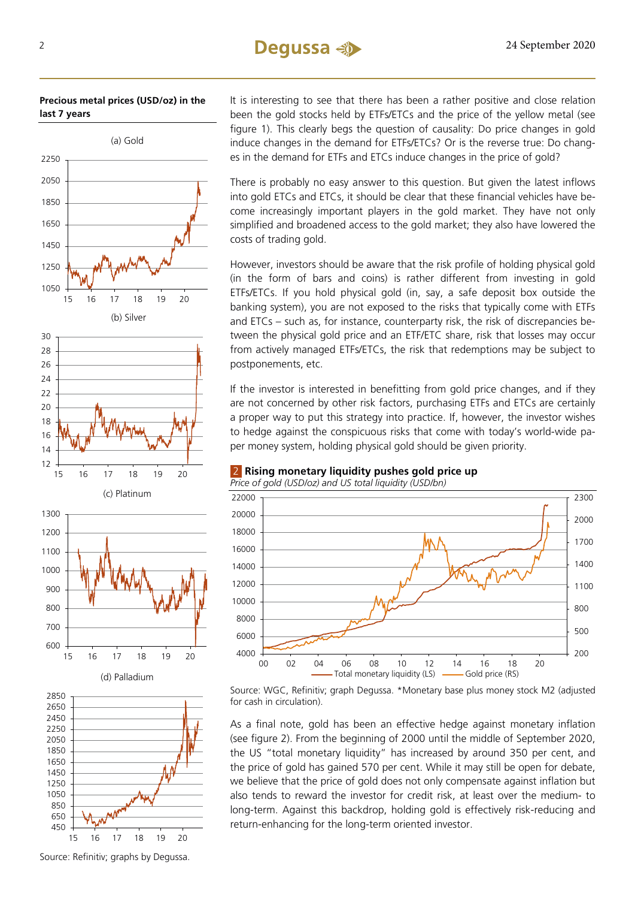**Precious metal prices (USD/oz) in the last 7 years**

(a) Gold

(b) Silver

(c) Platinum

(d) Palladium

Source: Refinitiv; graphs by Degussa.

It is interesting to see that there has been a rather positive and close relation been the gold stocks held by ETFs/ETCs and the price of the yellow metal (see figure 1). This clearly begs the question of causality: Do price changes in gold induce changes in the demand for ETFs/ETCs? Or is the reverse true: Do changes in the demand for ETFs and ETCs induce changes in the price of gold?

There is probably no easy answer to this question. But given the latest inflows into gold ETCs and ETCs, it should be clear that these financial vehicles have become increasingly important players in the gold market. They have not only simplified and broadened access to the gold market; they also have lowered the costs of trading gold.

However, investors should be aware that the risk profile of holding physical gold (in the form of bars and coins) is rather different from investing in gold ETFs/ETCs. If you hold physical gold (in, say, a safe deposit box outside the banking system), you are not exposed to the risks that typically come with ETFs and ETCs – such as, for instance, counterparty risk, the risk of discrepancies between the physical gold price and an ETF/ETC share, risk that losses may occur from actively managed ETFs/ETCs, the risk that redemptions may be subject to postponements, etc.

If the investor is interested in benefitting from gold price changes, and if they are not concerned by other risk factors, purchasing ETFs and ETCs are certainly a proper way to put this strategy into practice. If, however, the investor wishes to hedge against the conspicuous risks that come with today's world-wide paper money system, holding physical gold should be given priority.

**2 Rising monetary liquidity pushes gold price up**

*Price of gold (USD/oz) and US total liquidity (USD/bn)*

Source: WGC, Refinitiv; graph Degussa. *Monetary base plus money stock M2 (adjusted for cash in circulation).

As a final note, gold has been an effective hedge against monetary inflation (see figure 2). From the beginning of 2000 until the middle of September 2020, the US "total monetary liquidity" has increased by around 350 per cent, and the price of gold has gained 570 per cent. While it may still be open for debate, we believe that the price of gold does not only compensate against inflation but also tends to reward the investor for credit risk, at least over the medium- to long-term. Against this backdrop, holding gold is effectively risk-reducing and return-enhancing for the long-term oriented investor.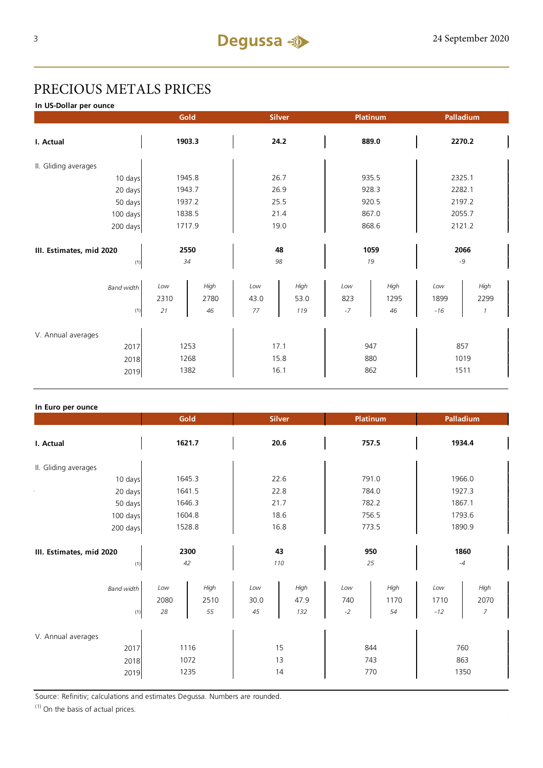# PRECIOUS METALS PRICES

**In US-Dollar per ounce**

| | Gold | | Silver | | Platinum | | Palladium | |
|---|---|---|---|---|---|---|---|---|
| **I. Actual** | **1903.3** | | **24.2** | | **889.0** | | **2270.2** | |
| II. Gliding averages | | | | | | | | |
| 10 days | 1945.8 | | 26.7 | | 935.5 | | 2325.1 | |
| 20 days | 1943.7 | | 26.9 | | 928.3 | | 2282.1 | |
| 50 days | 1937.2 | | 25.5 | | 920.5 | | 2197.2 | |
| 100 days | 1838.5 | | 21.4 | | 867.0 | | 2055.7 | |
| 200 days | 1717.9 | | 19.0 | | 868.6 | | 2121.2 | |
| **III. Estimates, mid 2020** | **2550** | | **48** | | **1059** | | **2066** | |
| (1) | *34* | | *98* | | *19* | | *-9* | |
| *Band width* | *Low* | *High* | *Low* | *High* | *Low* | *High* | *Low* | *High* |
| | 2310 | 2780 | 43.0 | 53.0 | 823 | 1295 | 1899 | 2299 |
| (1) | *21* | *46* | *77* | *119* | *-7* | *46* | *-16* | *1* |
| V. Annual averages | | | | | | | | |
| 2017 | 1253 | | 17.1 | | 947 | | 857 | |
| 2018 | 1268 | | 15.8 | | 880 | | 1019 | |
| 2019 | 1382 | | 16.1 | | 862 | | 1511 | |

**In Euro per ounce**

| | Gold | | Silver | | Platinum | | Palladium | |
|---|---|---|---|---|---|---|---|---|
| **I. Actual** | **1621.7** | | **20.6** | | **757.5** | | **1934.4** | |
| II. Gliding averages | | | | | | | | |
| 10 days | 1645.3 | | 22.6 | | 791.0 | | 1966.0 | |
| 20 days | 1641.5 | | 22.8 | | 784.0 | | 1927.3 | |
| 50 days | 1646.3 | | 21.7 | | 782.2 | | 1867.1 | |
| 100 days | 1604.8 | | 18.6 | | 756.5 | | 1793.6 | |
| 200 days | 1528.8 | | 16.8 | | 773.5 | | 1890.9 | |
| **III. Estimates, mid 2020** | **2300** | | **43** | | **950** | | **1860** | |
| (1) | *42* | | *110* | | *25* | | *-4* | |
| *Band width* | *Low* | *High* | *Low* | *High* | *Low* | *High* | *Low* | *High* |
| | 2080 | 2510 | 30.0 | 47.9 | 740 | 1170 | 1710 | 2070 |
| (1) | *28* | *55* | *45* | *132* | *-2* | *54* | *-12* | *7* |
| V. Annual averages | | | | | | | | |
| 2017 | 1116 | | 15 | | 844 | | 760 | |
| 2018 | 1072 | | 13 | | 743 | | 863 | |
| 2019 | 1235 | | 14 | | 770 | | 1350 | |

Source: Refinitiv; calculations and estimates Degussa. Numbers are rounded.

(1) On the basis of actual prices.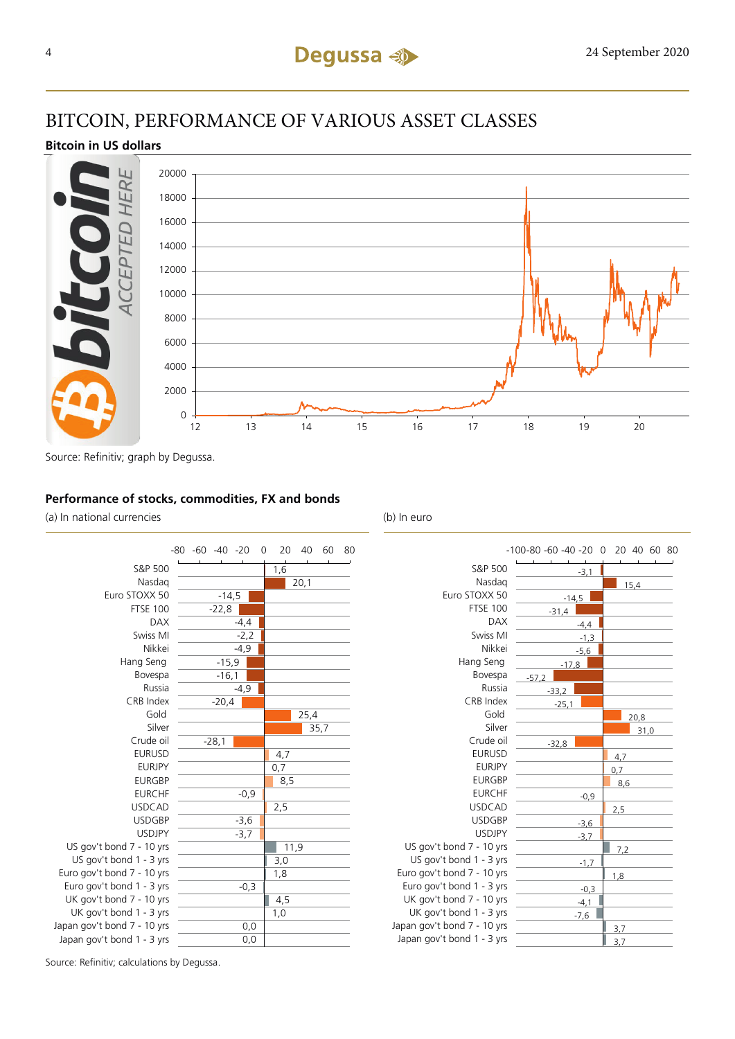# BITCOIN, PERFORMANCE OF VARIOUS ASSET CLASSES

**Bitcoin in US dollars**

Source: Refinitiv; graph by Degussa.

**Performance of stocks, commodities, FX and bonds**

| | (a) In national currencies | (b) In euro |
|---|---|---|
| S&P 500 | 1,6 | -3,1 |
| Nasdaq | 20,1 | 15,4 |
| Euro STOXX 50 | -14,5 | -14,5 |
| FTSE 100 | -22,8 | -31,4 |
| DAX | -4,4 | -4,4 |
| Swiss MI | -2,2 | -1,3 |
| Nikkei | -4,9 | -5,6 |
| Hang Seng | -15,9 | -17,8 |
| Bovespa | -16,1 | -57,2 |
| Russia | -4,9 | -33,2 |
| CRB Index | -20,4 | -25,1 |
| Gold | 25,4 | 20,8 |
| Silver | 35,7 | 31,0 |
| Crude oil | -28,1 | -32,8 |
| EURUSD | 4,7 | 4,7 |
| EURJPY | 0,7 | 0,7 |
| EURGBP | 8,5 | 8,6 |
| EURCHF | -0,9 | -0,9 |
| USDCAD | 2,5 | 2,5 |
| USDGBP | -3,6 | -3,6 |
| USDJPY | -3,7 | -3,7 |
| US gov't bond 7 - 10 yrs | 11,9 | 7,2 |
| US gov't bond 1 - 3 yrs | 3,0 | -1,7 |
| Euro gov't bond 7 - 10 yrs | 1,8 | 1,8 |
| Euro gov't bond 1 - 3 yrs | -0,3 | -0,3 |
| UK gov't bond 7 - 10 yrs | 4,5 | -4,1 |
| UK gov't bond 1 - 3 yrs | 1,0 | -7,6 |
| Japan gov't bond 7 - 10 yrs | 0,0 | 3,7 |
| Japan gov't bond 1 - 3 yrs | 0,0 | 3,7 |

Source: Refinitiv; calculations by Degussa.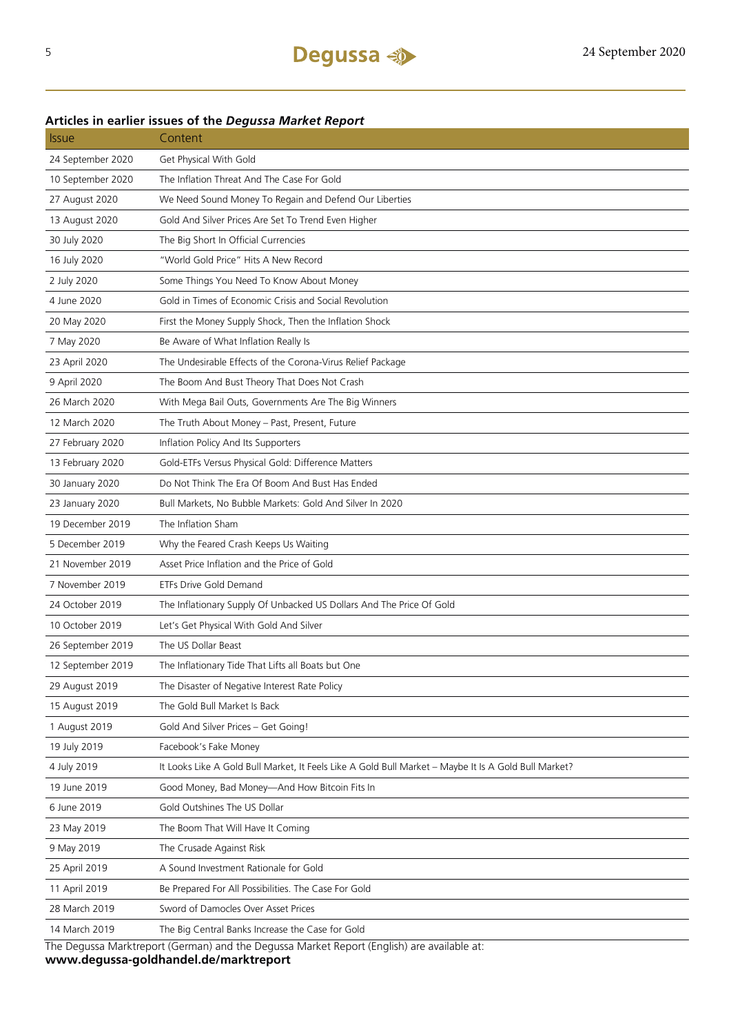### Articles in earlier issues of the *Degussa Market Report*

| Issue | Content |
|---|---|
| 24 September 2020 | Get Physical With Gold |
| 10 September 2020 | The Inflation Threat And The Case For Gold |
| 27 August 2020 | We Need Sound Money To Regain and Defend Our Liberties |
| 13 August 2020 | Gold And Silver Prices Are Set To Trend Even Higher |
| 30 July 2020 | The Big Short In Official Currencies |
| 16 July 2020 | "World Gold Price" Hits A New Record |
| 2 July 2020 | Some Things You Need To Know About Money |
| 4 June 2020 | Gold in Times of Economic Crisis and Social Revolution |
| 20 May 2020 | First the Money Supply Shock, Then the Inflation Shock |
| 7 May 2020 | Be Aware of What Inflation Really Is |
| 23 April 2020 | The Undesirable Effects of the Corona-Virus Relief Package |
| 9 April 2020 | The Boom And Bust Theory That Does Not Crash |
| 26 March 2020 | With Mega Bail Outs, Governments Are The Big Winners |
| 12 March 2020 | The Truth About Money – Past, Present, Future |
| 27 February 2020 | Inflation Policy And Its Supporters |
| 13 February 2020 | Gold-ETFs Versus Physical Gold: Difference Matters |
| 30 January 2020 | Do Not Think The Era Of Boom And Bust Has Ended |
| 23 January 2020 | Bull Markets, No Bubble Markets: Gold And Silver In 2020 |
| 19 December 2019 | The Inflation Sham |
| 5 December 2019 | Why the Feared Crash Keeps Us Waiting |
| 21 November 2019 | Asset Price Inflation and the Price of Gold |
| 7 November 2019 | ETFs Drive Gold Demand |
| 24 October 2019 | The Inflationary Supply Of Unbacked US Dollars And The Price Of Gold |
| 10 October 2019 | Let's Get Physical With Gold And Silver |
| 26 September 2019 | The US Dollar Beast |
| 12 September 2019 | The Inflationary Tide That Lifts all Boats but One |
| 29 August 2019 | The Disaster of Negative Interest Rate Policy |
| 15 August 2019 | The Gold Bull Market Is Back |
| 1 August 2019 | Gold And Silver Prices – Get Going! |
| 19 July 2019 | Facebook's Fake Money |
| 4 July 2019 | It Looks Like A Gold Bull Market, It Feels Like A Gold Bull Market – Maybe It Is A Gold Bull Market? |
| 19 June 2019 | Good Money, Bad Money—And How Bitcoin Fits In |
| 6 June 2019 | Gold Outshines The US Dollar |
| 23 May 2019 | The Boom That Will Have It Coming |
| 9 May 2019 | The Crusade Against Risk |
| 25 April 2019 | A Sound Investment Rationale for Gold |
| 11 April 2019 | Be Prepared For All Possibilities. The Case For Gold |
| 28 March 2019 | Sword of Damocles Over Asset Prices |
| 14 March 2019 | The Big Central Banks Increase the Case for Gold |

The Degussa Marktreport (German) and the Degussa Market Report (English) are available at:
**www.degussa-goldhandel.de/marktreport**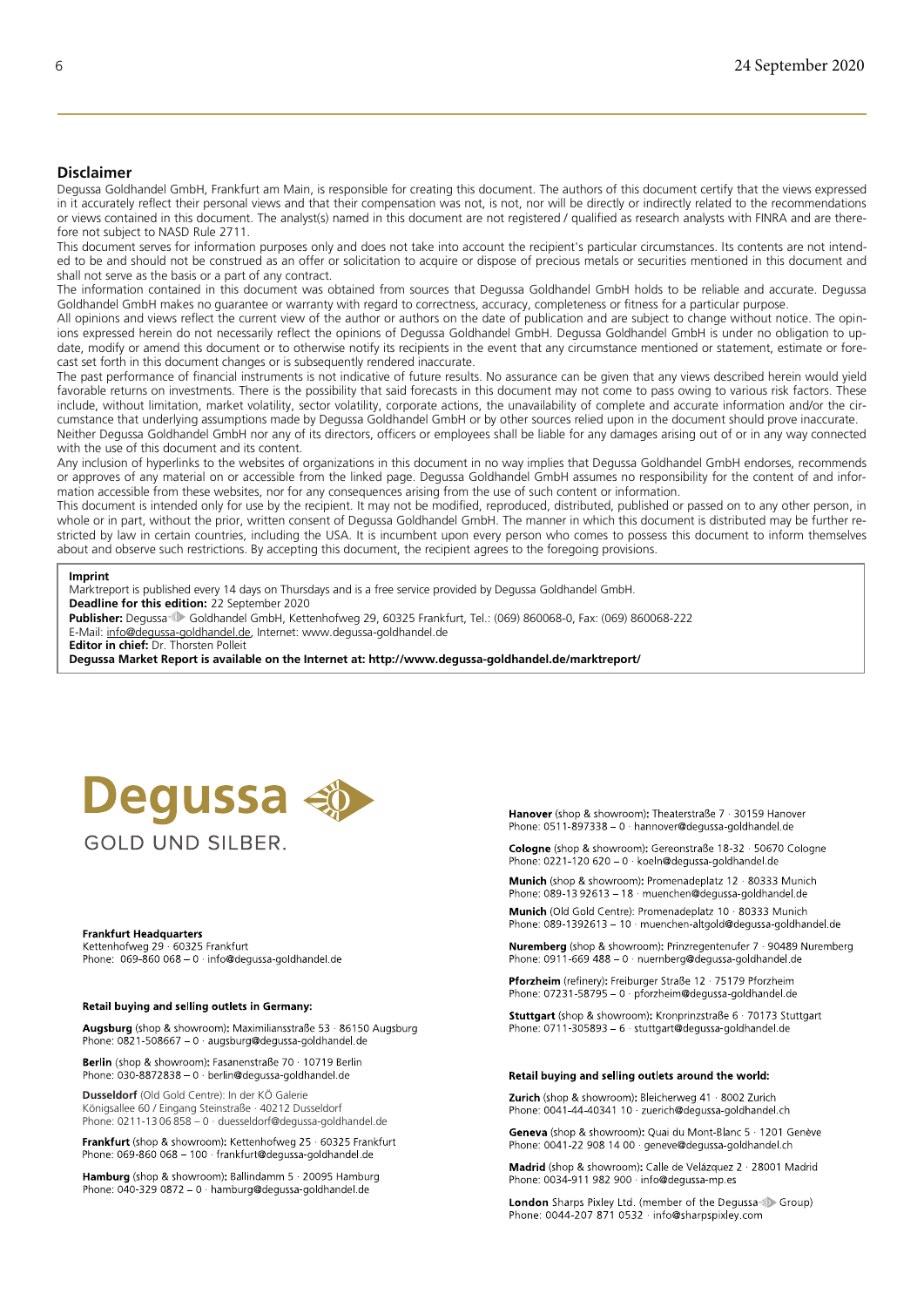## Disclaimer

Degussa Goldhandel GmbH, Frankfurt am Main, is responsible for creating this document. The authors of this document certify that the views expressed in it accurately reflect their personal views and that their compensation was not, is not, nor will be directly or indirectly related to the recommendations or views contained in this document. The analyst(s) named in this document are not registered / qualified as research analysts with FINRA and are therefore not subject to NASD Rule 2711.

This document serves for information purposes only and does not take into account the recipient's particular circumstances. Its contents are not intended to be and should not be construed as an offer or solicitation to acquire or dispose of precious metals or securities mentioned in this document and shall not serve as the basis or a part of any contract.

The information contained in this document was obtained from sources that Degussa Goldhandel GmbH holds to be reliable and accurate. Degussa Goldhandel GmbH makes no guarantee or warranty with regard to correctness, accuracy, completeness or fitness for a particular purpose.

All opinions and views reflect the current view of the author or authors on the date of publication and are subject to change without notice. The opinions expressed herein do not necessarily reflect the opinions of Degussa Goldhandel GmbH. Degussa Goldhandel GmbH is under no obligation to update, modify or amend this document or to otherwise notify its recipients in the event that any circumstance mentioned or statement, estimate or forecast set forth in this document changes or is subsequently rendered inaccurate.

The past performance of financial instruments is not indicative of future results. No assurance can be given that any views described herein would yield favorable returns on investments. There is the possibility that said forecasts in this document may not come to pass owing to various risk factors. These include, without limitation, market volatility, sector volatility, corporate actions, the unavailability of complete and accurate information and/or the circumstance that underlying assumptions made by Degussa Goldhandel GmbH or by other sources relied upon in the document should prove inaccurate.

Neither Degussa Goldhandel GmbH nor any of its directors, officers or employees shall be liable for any damages arising out of or in any way connected with the use of this document and its content.

Any inclusion of hyperlinks to the websites of organizations in this document in no way implies that Degussa Goldhandel GmbH endorses, recommends or approves of any material on or accessible from the linked page. Degussa Goldhandel GmbH assumes no responsibility for the content of and information accessible from these websites, nor for any consequences arising from the use of such content or information.

This document is intended only for use by the recipient. It may not be modified, reproduced, distributed, published or passed on to any other person, in whole or in part, without the prior, written consent of Degussa Goldhandel GmbH. The manner in which this document is distributed may be further restricted by law in certain countries, including the USA. It is incumbent upon every person who comes to possess this document to inform themselves about and observe such restrictions. By accepting this document, the recipient agrees to the foregoing provisions.

**Imprint**

Marktreport is published every 14 days on Thursdays and is a free service provided by Degussa Goldhandel GmbH.

**Deadline for this edition:** 22 September 2020

**Publisher:** Degussa Goldhandel GmbH, Kettenhofweg 29, 60325 Frankfurt, Tel.: (069) 860068-0, Fax: (069) 860068-222

E-Mail: info@degussa-goldhandel.de, Internet: www.degussa-goldhandel.de

**Editor in chief:** Dr. Thorsten Polleit

**Degussa Market Report is available on the Internet at: http://www.degussa-goldhandel.de/marktreport/**

Degussa
GOLD UND SILBER.

**Frankfurt Headquarters**
Kettenhofweg 29 · 60325 Frankfurt
Phone: 069-860 068 – 0 · info@degussa-goldhandel.de

**Retail buying and selling outlets in Germany:**

**Augsburg** (shop & showroom)**:** Maximiliansstraße 53 · 86150 Augsburg
Phone: 0821-508667 – 0 · augsburg@degussa-goldhandel.de

**Berlin** (shop & showroom)**:** Fasanenstraße 70 · 10719 Berlin
Phone: 030-8872838 – 0 · berlin@degussa-goldhandel.de

**Dusseldorf** (Old Gold Centre): In der KÖ Galerie
Königsallee 60 / Eingang Steinstraße · 40212 Dusseldorf
Phone: 0211-13 06 858 – 0 · duesseldorf@degussa-goldhandel.de

**Frankfurt** (shop & showroom)**:** Kettenhofweg 25 · 60325 Frankfurt
Phone: 069-860 068 – 100 · frankfurt@degussa-goldhandel.de

**Hamburg** (shop & showroom)**:** Ballindamm 5 · 20095 Hamburg
Phone: 040-329 0872 – 0 · hamburg@degussa-goldhandel.de

**Hanover** (shop & showroom)**:** Theaterstraße 7 · 30159 Hanover
Phone: 0511-897338 – 0 · hannover@degussa-goldhandel.de

**Cologne** (shop & showroom)**:** Gereonstraße 18-32 · 50670 Cologne
Phone: 0221-120 620 – 0 · koeln@degussa-goldhandel.de

**Munich** (shop & showroom)**:** Promenadeplatz 12 · 80333 Munich
Phone: 089-13 92613 – 18 · muenchen@degussa-goldhandel.de

**Munich** (Old Gold Centre): Promenadeplatz 10 · 80333 Munich
Phone: 089-1392613 – 10 · muenchen-altgold@degussa-goldhandel.de

**Nuremberg** (shop & showroom)**:** Prinzregentenufer 7 · 90489 Nuremberg
Phone: 0911-669 488 – 0 · nuernberg@degussa-goldhandel.de

**Pforzheim** (refinery)**:** Freiburger Straße 12 · 75179 Pforzheim
Phone: 07231-58795 – 0 · pforzheim@degussa-goldhandel.de

**Stuttgart** (shop & showroom)**:** Kronprinzstraße 6 · 70173 Stuttgart
Phone: 0711-305893 – 6 · stuttgart@degussa-goldhandel.de

**Retail buying and selling outlets around the world:**

**Zurich** (shop & showroom)**:** Bleicherweg 41 · 8002 Zurich
Phone: 0041-44-40341 10 · zuerich@degussa-goldhandel.ch

**Geneva** (shop & showroom)**:** Quai du Mont-Blanc 5 · 1201 Genève
Phone: 0041-22 908 14 00 · geneve@degussa-goldhandel.ch

**Madrid** (shop & showroom)**:** Calle de Velázquez 2 · 28001 Madrid
Phone: 0034-911 982 900 · info@degussa-mp.es

**London** Sharps Pixley Ltd. (member of the Degussa Group)
Phone: 0044-207 871 0532 · info@sharpspixley.com